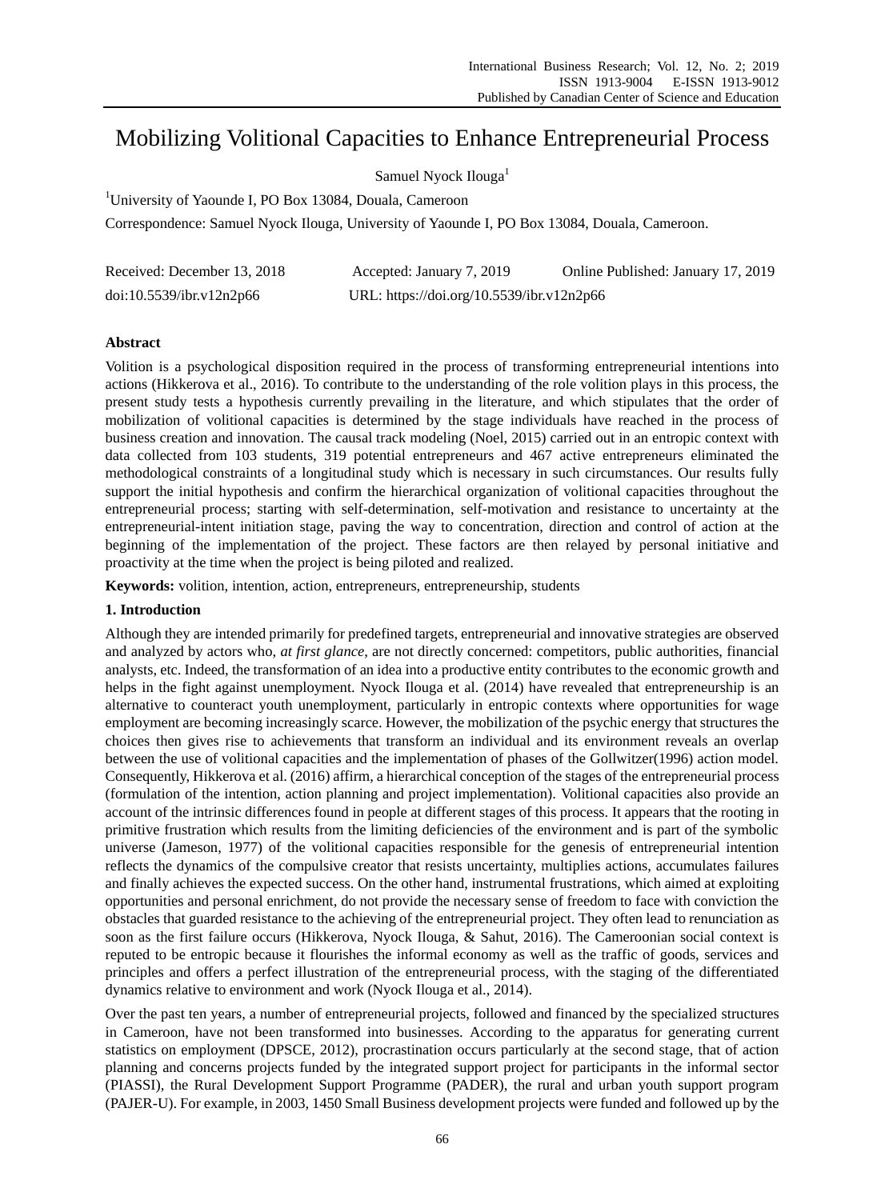# Mobilizing Volitional Capacities to Enhance Entrepreneurial Process

Samuel Nyock Ilouga[1]

[1]University of Yaounde I, PO Box 13084, Douala, Cameroon

Correspondence: Samuel Nyock Ilouga, University of Yaounde I, PO Box 13084, Douala, Cameroon.

Received: December 13, 2018 Accepted: January 7, 2019 Online Published: January 17, 2019

doi:10.5539/ibr.v12n2p66 URL: https://doi.org/10.5539/ibr.v12n2p66

## Abstract

Volition is a psychological disposition required in the process of transforming entrepreneurial intentions into actions (Hikkerova et al., 2016). To contribute to the understanding of the role volition plays in this process, the present study tests a hypothesis currently prevailing in the literature, and which stipulates that the order of mobilization of volitional capacities is determined by the stage individuals have reached in the process of business creation and innovation. The causal track modeling (Noel, 2015) carried out in an entropic context with data collected from 103 students, 319 potential entrepreneurs and 467 active entrepreneurs eliminated the methodological constraints of a longitudinal study which is necessary in such circumstances. Our results fully support the initial hypothesis and confirm the hierarchical organization of volitional capacities throughout the entrepreneurial process; starting with self-determination, self-motivation and resistance to uncertainty at the entrepreneurial-intent initiation stage, paving the way to concentration, direction and control of action at the beginning of the implementation of the project. These factors are then relayed by personal initiative and proactivity at the time when the project is being piloted and realized.

**Keywords:** volition, intention, action, entrepreneurs, entrepreneurship, students

## 1. Introduction

Although they are intended primarily for predefined targets, entrepreneurial and innovative strategies are observed and analyzed by actors who, *at first glance*, are not directly concerned: competitors, public authorities, financial analysts, etc. Indeed, the transformation of an idea into a productive entity contributes to the economic growth and helps in the fight against unemployment. Nyock Ilouga et al. (2014) have revealed that entrepreneurship is an alternative to counteract youth unemployment, particularly in entropic contexts where opportunities for wage employment are becoming increasingly scarce. However, the mobilization of the psychic energy that structures the choices then gives rise to achievements that transform an individual and its environment reveals an overlap between the use of volitional capacities and the implementation of phases of the Gollwitzer(1996) action model. Consequently, Hikkerova et al. (2016) affirm, a hierarchical conception of the stages of the entrepreneurial process (formulation of the intention, action planning and project implementation). Volitional capacities also provide an account of the intrinsic differences found in people at different stages of this process. It appears that the rooting in primitive frustration which results from the limiting deficiencies of the environment and is part of the symbolic universe (Jameson, 1977) of the volitional capacities responsible for the genesis of entrepreneurial intention reflects the dynamics of the compulsive creator that resists uncertainty, multiplies actions, accumulates failures and finally achieves the expected success. On the other hand, instrumental frustrations, which aimed at exploiting opportunities and personal enrichment, do not provide the necessary sense of freedom to face with conviction the obstacles that guarded resistance to the achieving of the entrepreneurial project. They often lead to renunciation as soon as the first failure occurs (Hikkerova, Nyock Ilouga, & Sahut, 2016). The Cameroonian social context is reputed to be entropic because it flourishes the informal economy as well as the traffic of goods, services and principles and offers a perfect illustration of the entrepreneurial process, with the staging of the differentiated dynamics relative to environment and work (Nyock Ilouga et al., 2014).

Over the past ten years, a number of entrepreneurial projects, followed and financed by the specialized structures in Cameroon, have not been transformed into businesses. According to the apparatus for generating current statistics on employment (DPSCE, 2012), procrastination occurs particularly at the second stage, that of action planning and concerns projects funded by the integrated support project for participants in the informal sector (PIASSI), the Rural Development Support Programme (PADER), the rural and urban youth support program (PAJER-U). For example, in 2003, 1450 Small Business development projects were funded and followed up by the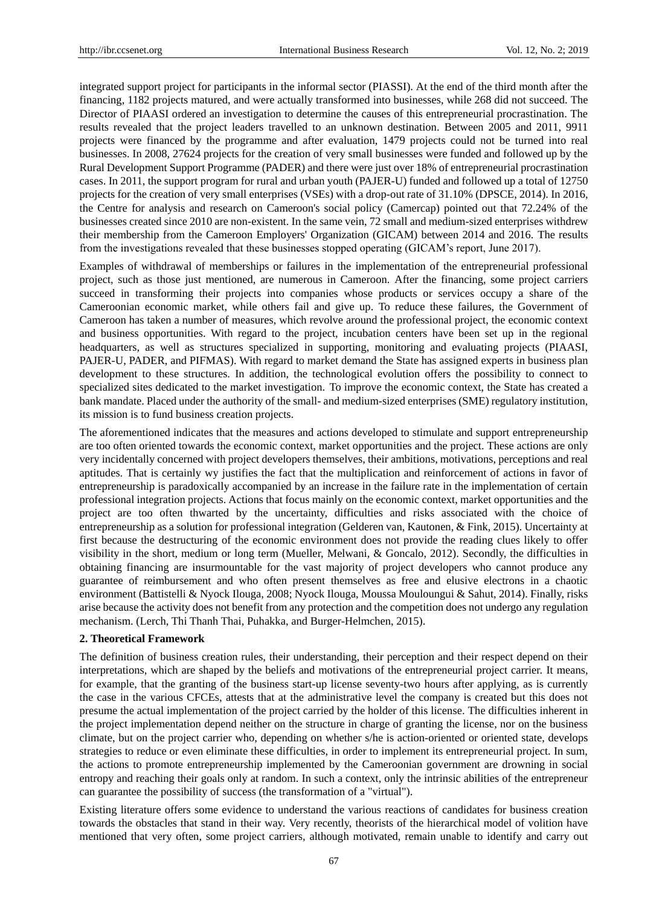integrated support project for participants in the informal sector (PIASSI). At the end of the third month after the financing, 1182 projects matured, and were actually transformed into businesses, while 268 did not succeed. The Director of PIAASI ordered an investigation to determine the causes of this entrepreneurial procrastination. The results revealed that the project leaders travelled to an unknown destination. Between 2005 and 2011, 9911 projects were financed by the programme and after evaluation, 1479 projects could not be turned into real businesses. In 2008, 27624 projects for the creation of very small businesses were funded and followed up by the Rural Development Support Programme (PADER) and there were just over 18% of entrepreneurial procrastination cases. In 2011, the support program for rural and urban youth (PAJER-U) funded and followed up a total of 12750 projects for the creation of very small enterprises (VSEs) with a drop-out rate of 31.10% (DPSCE, 2014). In 2016, the Centre for analysis and research on Cameroon's social policy (Camercap) pointed out that 72.24% of the businesses created since 2010 are non-existent. In the same vein, 72 small and medium-sized enterprises withdrew their membership from the Cameroon Employers' Organization (GICAM) between 2014 and 2016. The results from the investigations revealed that these businesses stopped operating (GICAM's report, June 2017).

Examples of withdrawal of memberships or failures in the implementation of the entrepreneurial professional project, such as those just mentioned, are numerous in Cameroon. After the financing, some project carriers succeed in transforming their projects into companies whose products or services occupy a share of the Cameroonian economic market, while others fail and give up. To reduce these failures, the Government of Cameroon has taken a number of measures, which revolve around the professional project, the economic context and business opportunities. With regard to the project, incubation centers have been set up in the regional headquarters, as well as structures specialized in supporting, monitoring and evaluating projects (PIAASI, PAJER-U, PADER, and PIFMAS). With regard to market demand the State has assigned experts in business plan development to these structures. In addition, the technological evolution offers the possibility to connect to specialized sites dedicated to the market investigation. To improve the economic context, the State has created a bank mandate. Placed under the authority of the small- and medium-sized enterprises (SME) regulatory institution, its mission is to fund business creation projects.

The aforementioned indicates that the measures and actions developed to stimulate and support entrepreneurship are too often oriented towards the economic context, market opportunities and the project. These actions are only very incidentally concerned with project developers themselves, their ambitions, motivations, perceptions and real aptitudes. That is certainly wy justifies the fact that the multiplication and reinforcement of actions in favor of entrepreneurship is paradoxically accompanied by an increase in the failure rate in the implementation of certain professional integration projects. Actions that focus mainly on the economic context, market opportunities and the project are too often thwarted by the uncertainty, difficulties and risks associated with the choice of entrepreneurship as a solution for professional integration (Gelderen van, Kautonen, & Fink, 2015). Uncertainty at first because the destructuring of the economic environment does not provide the reading clues likely to offer visibility in the short, medium or long term (Mueller, Melwani, & Goncalo, 2012). Secondly, the difficulties in obtaining financing are insurmountable for the vast majority of project developers who cannot produce any guarantee of reimbursement and who often present themselves as free and elusive electrons in a chaotic environment (Battistelli & Nyock Ilouga, 2008; Nyock Ilouga, Moussa Mouloungui & Sahut, 2014). Finally, risks arise because the activity does not benefit from any protection and the competition does not undergo any regulation mechanism. (Lerch, Thi Thanh Thai, Puhakka, and Burger-Helmchen, 2015).

## 2. Theoretical Framework

The definition of business creation rules, their understanding, their perception and their respect depend on their interpretations, which are shaped by the beliefs and motivations of the entrepreneurial project carrier. It means, for example, that the granting of the business start-up license seventy-two hours after applying, as is currently the case in the various CFCEs, attests that at the administrative level the company is created but this does not presume the actual implementation of the project carried by the holder of this license. The difficulties inherent in the project implementation depend neither on the structure in charge of granting the license, nor on the business climate, but on the project carrier who, depending on whether s/he is action-oriented or oriented state, develops strategies to reduce or even eliminate these difficulties, in order to implement its entrepreneurial project. In sum, the actions to promote entrepreneurship implemented by the Cameroonian government are drowning in social entropy and reaching their goals only at random. In such a context, only the intrinsic abilities of the entrepreneur can guarantee the possibility of success (the transformation of a "virtual").

Existing literature offers some evidence to understand the various reactions of candidates for business creation towards the obstacles that stand in their way. Very recently, theorists of the hierarchical model of volition have mentioned that very often, some project carriers, although motivated, remain unable to identify and carry out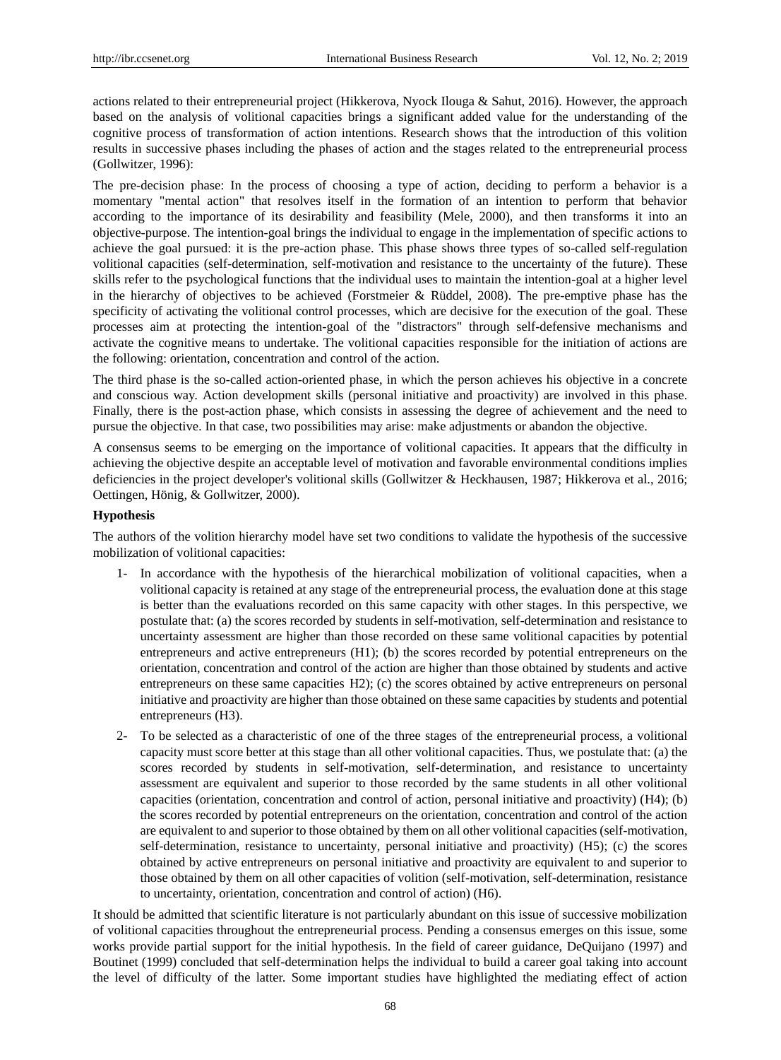actions related to their entrepreneurial project (Hikkerova, Nyock Ilouga & Sahut, 2016). However, the approach based on the analysis of volitional capacities brings a significant added value for the understanding of the cognitive process of transformation of action intentions. Research shows that the introduction of this volition results in successive phases including the phases of action and the stages related to the entrepreneurial process (Gollwitzer, 1996):

The pre-decision phase: In the process of choosing a type of action, deciding to perform a behavior is a momentary "mental action" that resolves itself in the formation of an intention to perform that behavior according to the importance of its desirability and feasibility (Mele, 2000), and then transforms it into an objective-purpose. The intention-goal brings the individual to engage in the implementation of specific actions to achieve the goal pursued: it is the pre-action phase. This phase shows three types of so-called self-regulation volitional capacities (self-determination, self-motivation and resistance to the uncertainty of the future). These skills refer to the psychological functions that the individual uses to maintain the intention-goal at a higher level in the hierarchy of objectives to be achieved (Forstmeier & Rüddel, 2008). The pre-emptive phase has the specificity of activating the volitional control processes, which are decisive for the execution of the goal. These processes aim at protecting the intention-goal of the "distractors" through self-defensive mechanisms and activate the cognitive means to undertake. The volitional capacities responsible for the initiation of actions are the following: orientation, concentration and control of the action.

The third phase is the so-called action-oriented phase, in which the person achieves his objective in a concrete and conscious way. Action development skills (personal initiative and proactivity) are involved in this phase. Finally, there is the post-action phase, which consists in assessing the degree of achievement and the need to pursue the objective. In that case, two possibilities may arise: make adjustments or abandon the objective.

A consensus seems to be emerging on the importance of volitional capacities. It appears that the difficulty in achieving the objective despite an acceptable level of motivation and favorable environmental conditions implies deficiencies in the project developer's volitional skills (Gollwitzer & Heckhausen, 1987; Hikkerova et al., 2016; Oettingen, Hönig, & Gollwitzer, 2000).

**Hypothesis**

The authors of the volition hierarchy model have set two conditions to validate the hypothesis of the successive mobilization of volitional capacities:

1- In accordance with the hypothesis of the hierarchical mobilization of volitional capacities, when a volitional capacity is retained at any stage of the entrepreneurial process, the evaluation done at this stage is better than the evaluations recorded on this same capacity with other stages. In this perspective, we postulate that: (a) the scores recorded by students in self-motivation, self-determination and resistance to uncertainty assessment are higher than those recorded on these same volitional capacities by potential entrepreneurs and active entrepreneurs (H1); (b) the scores recorded by potential entrepreneurs on the orientation, concentration and control of the action are higher than those obtained by students and active entrepreneurs on these same capacities H2); (c) the scores obtained by active entrepreneurs on personal initiative and proactivity are higher than those obtained on these same capacities by students and potential entrepreneurs (H3).

2- To be selected as a characteristic of one of the three stages of the entrepreneurial process, a volitional capacity must score better at this stage than all other volitional capacities. Thus, we postulate that: (a) the scores recorded by students in self-motivation, self-determination, and resistance to uncertainty assessment are equivalent and superior to those recorded by the same students in all other volitional capacities (orientation, concentration and control of action, personal initiative and proactivity) (H4); (b) the scores recorded by potential entrepreneurs on the orientation, concentration and control of the action are equivalent to and superior to those obtained by them on all other volitional capacities (self-motivation, self-determination, resistance to uncertainty, personal initiative and proactivity) (H5); (c) the scores obtained by active entrepreneurs on personal initiative and proactivity are equivalent to and superior to those obtained by them on all other capacities of volition (self-motivation, self-determination, resistance to uncertainty, orientation, concentration and control of action) (H6).

It should be admitted that scientific literature is not particularly abundant on this issue of successive mobilization of volitional capacities throughout the entrepreneurial process. Pending a consensus emerges on this issue, some works provide partial support for the initial hypothesis. In the field of career guidance, DeQuijano (1997) and Boutinet (1999) concluded that self-determination helps the individual to build a career goal taking into account the level of difficulty of the latter. Some important studies have highlighted the mediating effect of action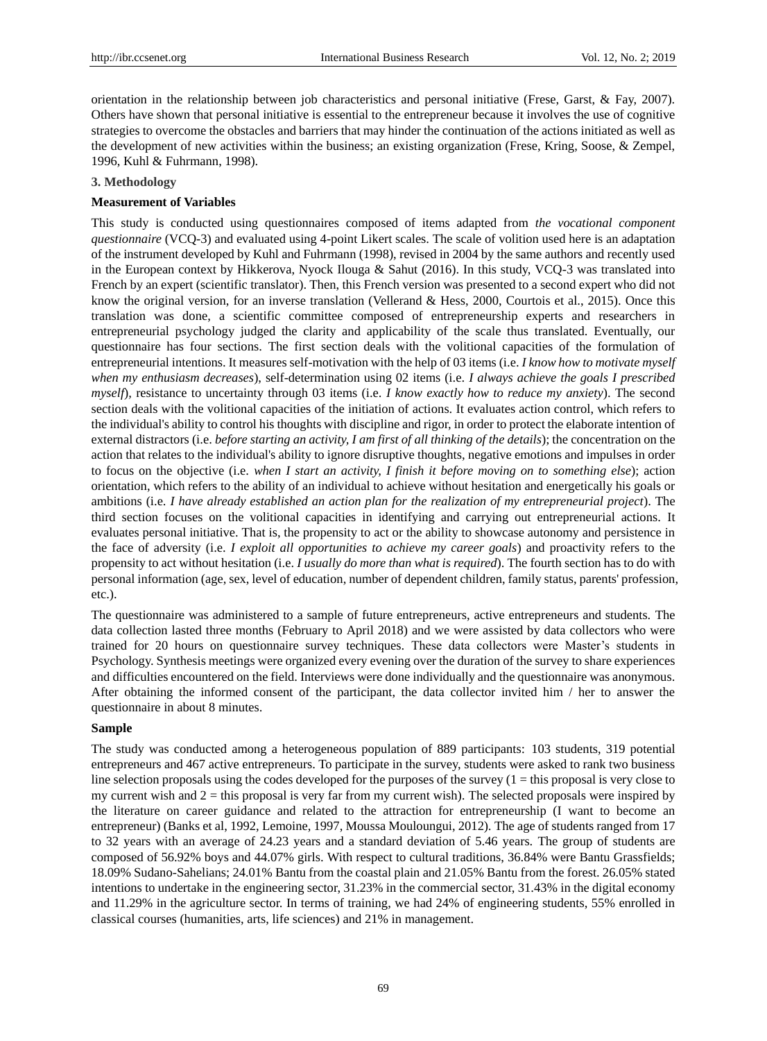orientation in the relationship between job characteristics and personal initiative (Frese, Garst, & Fay, 2007). Others have shown that personal initiative is essential to the entrepreneur because it involves the use of cognitive strategies to overcome the obstacles and barriers that may hinder the continuation of the actions initiated as well as the development of new activities within the business; an existing organization (Frese, Kring, Soose, & Zempel, 1996, Kuhl & Fuhrmann, 1998).

## 3. Methodology

### Measurement of Variables

This study is conducted using questionnaires composed of items adapted from *the vocational component questionnaire* (VCQ-3) and evaluated using 4-point Likert scales. The scale of volition used here is an adaptation of the instrument developed by Kuhl and Fuhrmann (1998), revised in 2004 by the same authors and recently used in the European context by Hikkerova, Nyock Ilouga & Sahut (2016). In this study, VCQ-3 was translated into French by an expert (scientific translator). Then, this French version was presented to a second expert who did not know the original version, for an inverse translation (Vellerand & Hess, 2000, Courtois et al., 2015). Once this translation was done, a scientific committee composed of entrepreneurship experts and researchers in entrepreneurial psychology judged the clarity and applicability of the scale thus translated. Eventually, our questionnaire has four sections. The first section deals with the volitional capacities of the formulation of entrepreneurial intentions. It measures self-motivation with the help of 03 items (i.e. *I know how to motivate myself when my enthusiasm decreases*), self-determination using 02 items (i.e. *I always achieve the goals I prescribed myself*), resistance to uncertainty through 03 items (i.e. *I know exactly how to reduce my anxiety*). The second section deals with the volitional capacities of the initiation of actions. It evaluates action control, which refers to the individual's ability to control his thoughts with discipline and rigor, in order to protect the elaborate intention of external distractors (i.e. *before starting an activity, I am first of all thinking of the details*); the concentration on the action that relates to the individual's ability to ignore disruptive thoughts, negative emotions and impulses in order to focus on the objective (i.e. *when I start an activity, I finish it before moving on to something else*); action orientation, which refers to the ability of an individual to achieve without hesitation and energetically his goals or ambitions (i.e. *I have already established an action plan for the realization of my entrepreneurial project*). The third section focuses on the volitional capacities in identifying and carrying out entrepreneurial actions. It evaluates personal initiative. That is, the propensity to act or the ability to showcase autonomy and persistence in the face of adversity (i.e. *I exploit all opportunities to achieve my career goals*) and proactivity refers to the propensity to act without hesitation (i.e. *I usually do more than what is required*). The fourth section has to do with personal information (age, sex, level of education, number of dependent children, family status, parents' profession, etc.).

The questionnaire was administered to a sample of future entrepreneurs, active entrepreneurs and students. The data collection lasted three months (February to April 2018) and we were assisted by data collectors who were trained for 20 hours on questionnaire survey techniques. These data collectors were Master's students in Psychology. Synthesis meetings were organized every evening over the duration of the survey to share experiences and difficulties encountered on the field. Interviews were done individually and the questionnaire was anonymous. After obtaining the informed consent of the participant, the data collector invited him / her to answer the questionnaire in about 8 minutes.

### Sample

The study was conducted among a heterogeneous population of 889 participants: 103 students, 319 potential entrepreneurs and 467 active entrepreneurs. To participate in the survey, students were asked to rank two business line selection proposals using the codes developed for the purposes of the survey (1 = this proposal is very close to my current wish and 2 = this proposal is very far from my current wish). The selected proposals were inspired by the literature on career guidance and related to the attraction for entrepreneurship (I want to become an entrepreneur) (Banks et al, 1992, Lemoine, 1997, Moussa Mouloungui, 2012). The age of students ranged from 17 to 32 years with an average of 24.23 years and a standard deviation of 5.46 years. The group of students are composed of 56.92% boys and 44.07% girls. With respect to cultural traditions, 36.84% were Bantu Grassfields; 18.09% Sudano-Sahelians; 24.01% Bantu from the coastal plain and 21.05% Bantu from the forest. 26.05% stated intentions to undertake in the engineering sector, 31.23% in the commercial sector, 31.43% in the digital economy and 11.29% in the agriculture sector. In terms of training, we had 24% of engineering students, 55% enrolled in classical courses (humanities, arts, life sciences) and 21% in management.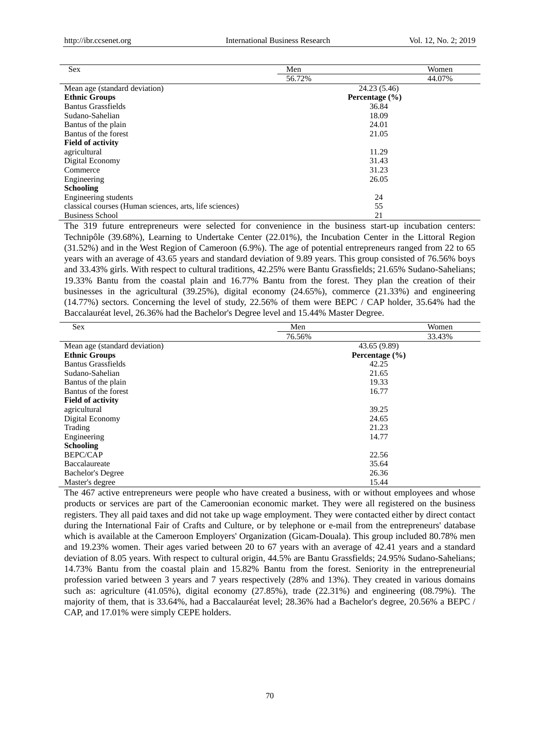| Sex | Men | Women |
|---|---|---|
| | 56.72% | 44.07% |
| Mean age (standard deviation) | 24.23 (5.46) | |
| **Ethnic Groups** | **Percentage (%)** | |
| Bantus Grassfields | 36.84 | |
| Sudano-Sahelian | 18.09 | |
| Bantus of the plain | 24.01 | |
| Bantus of the forest | 21.05 | |
| **Field of activity** | | |
| agricultural | 11.29 | |
| Digital Economy | 31.43 | |
| Commerce | 31.23 | |
| Engineering | 26.05 | |
| **Schooling** | | |
| Engineering students | 24 | |
| classical courses (Human sciences, arts, life sciences) | 55 | |
| Business School | 21 | |

The 319 future entrepreneurs were selected for convenience in the business start-up incubation centers: Technipôle (39.68%), Learning to Undertake Center (22.01%), the Incubation Center in the Littoral Region (31.52%) and in the West Region of Cameroon (6.9%). The age of potential entrepreneurs ranged from 22 to 65 years with an average of 43.65 years and standard deviation of 9.89 years. This group consisted of 76.56% boys and 33.43% girls. With respect to cultural traditions, 42.25% were Bantu Grassfields; 21.65% Sudano-Sahelians; 19.33% Bantu from the coastal plain and 16.77% Bantu from the forest. They plan the creation of their businesses in the agricultural (39.25%), digital economy (24.65%), commerce (21.33%) and engineering (14.77%) sectors. Concerning the level of study, 22.56% of them were BEPC / CAP holder, 35.64% had the Baccalauréat level, 26.36% had the Bachelor's Degree level and 15.44% Master Degree.

| Sex | Men | Women |
|---|---|---|
| | 76.56% | 33.43% |
| Mean age (standard deviation) | 43.65 (9.89) | |
| **Ethnic Groups** | **Percentage (%)** | |
| Bantus Grassfields | 42.25 | |
| Sudano-Sahelian | 21.65 | |
| Bantus of the plain | 19.33 | |
| Bantus of the forest | 16.77 | |
| **Field of activity** | | |
| agricultural | 39.25 | |
| Digital Economy | 24.65 | |
| Trading | 21.23 | |
| Engineering | 14.77 | |
| **Schooling** | | |
| BEPC/CAP | 22.56 | |
| Baccalaureate | 35.64 | |
| Bachelor's Degree | 26.36 | |
| Master's degree | 15.44 | |

The 467 active entrepreneurs were people who have created a business, with or without employees and whose products or services are part of the Cameroonian economic market. They were all registered on the business registers. They all paid taxes and did not take up wage employment. They were contacted either by direct contact during the International Fair of Crafts and Culture, or by telephone or e-mail from the entrepreneurs' database which is available at the Cameroon Employers' Organization (Gicam-Douala). This group included 80.78% men and 19.23% women. Their ages varied between 20 to 67 years with an average of 42.41 years and a standard deviation of 8.05 years. With respect to cultural origin, 44.5% are Bantu Grassfields; 24.95% Sudano-Sahelians; 14.73% Bantu from the coastal plain and 15.82% Bantu from the forest. Seniority in the entrepreneurial profession varied between 3 years and 7 years respectively (28% and 13%). They created in various domains such as: agriculture (41.05%), digital economy (27.85%), trade (22.31%) and engineering (08.79%). The majority of them, that is 33.64%, had a Baccalauréat level; 28.36% had a Bachelor's degree, 20.56% a BEPC / CAP, and 17.01% were simply CEPE holders.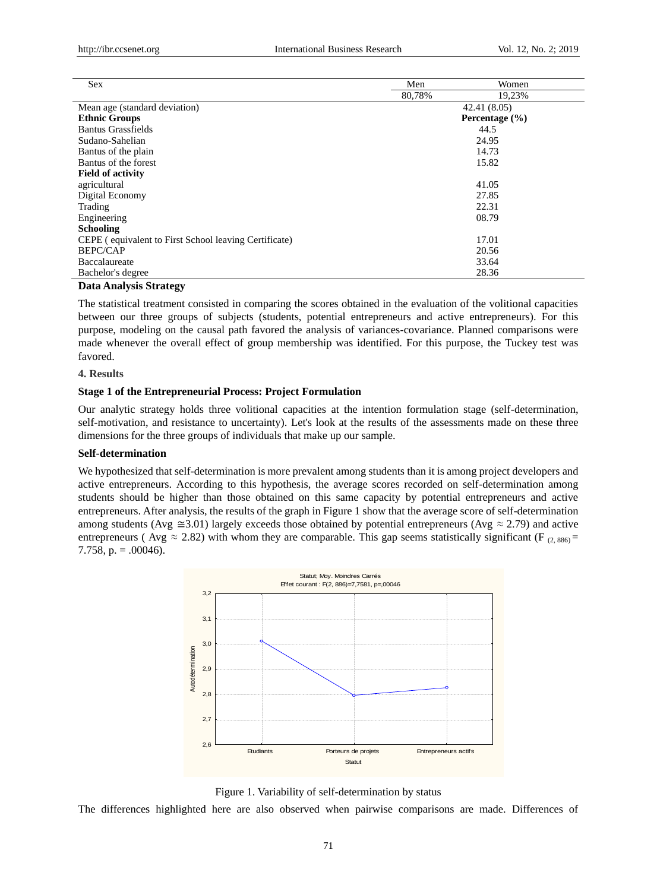| Sex | Men | Women |
|---|---|---|
| | 80,78% | 19,23% |
| Mean age (standard deviation) | 42.41 (8.05) | |
| **Ethnic Groups** | **Percentage (%)** | |
| Bantus Grassfields | 44.5 | |
| Sudano-Sahelian | 24.95 | |
| Bantus of the plain | 14.73 | |
| Bantus of the forest | 15.82 | |
| **Field of activity** | | |
| agricultural | 41.05 | |
| Digital Economy | 27.85 | |
| Trading | 22.31 | |
| Engineering | 08.79 | |
| **Schooling** | | |
| CEPE ( equivalent to First School leaving Certificate) | 17.01 | |
| BEPC/CAP | 20.56 | |
| Baccalaureate | 33.64 | |
| Bachelor's degree | 28.36 | |

### Data Analysis Strategy

The statistical treatment consisted in comparing the scores obtained in the evaluation of the volitional capacities between our three groups of subjects (students, potential entrepreneurs and active entrepreneurs). For this purpose, modeling on the causal path favored the analysis of variances-covariance. Planned comparisons were made whenever the overall effect of group membership was identified. For this purpose, the Tuckey test was favored.

## 4. Results

### Stage 1 of the Entrepreneurial Process: Project Formulation

Our analytic strategy holds three volitional capacities at the intention formulation stage (self-determination, self-motivation, and resistance to uncertainty). Let's look at the results of the assessments made on these three dimensions for the three groups of individuals that make up our sample.

### Self-determination

We hypothesized that self-determination is more prevalent among students than it is among project developers and active entrepreneurs. According to this hypothesis, the average scores recorded on self-determination among students should be higher than those obtained on this same capacity by potential entrepreneurs and active entrepreneurs. After analysis, the results of the graph in Figure 1 show that the average score of self-determination among students (Avg ≅3.01) largely exceeds those obtained by potential entrepreneurs (Avg ≈ 2.79) and active entrepreneurs ( Avg ≈ 2.82) with whom they are comparable. This gap seems statistically significant ($F_{(2, 886)}$ = 7.758, p. = .00046).

Figure 1. Variability of self-determination by status

The differences highlighted here are also observed when pairwise comparisons are made. Differences of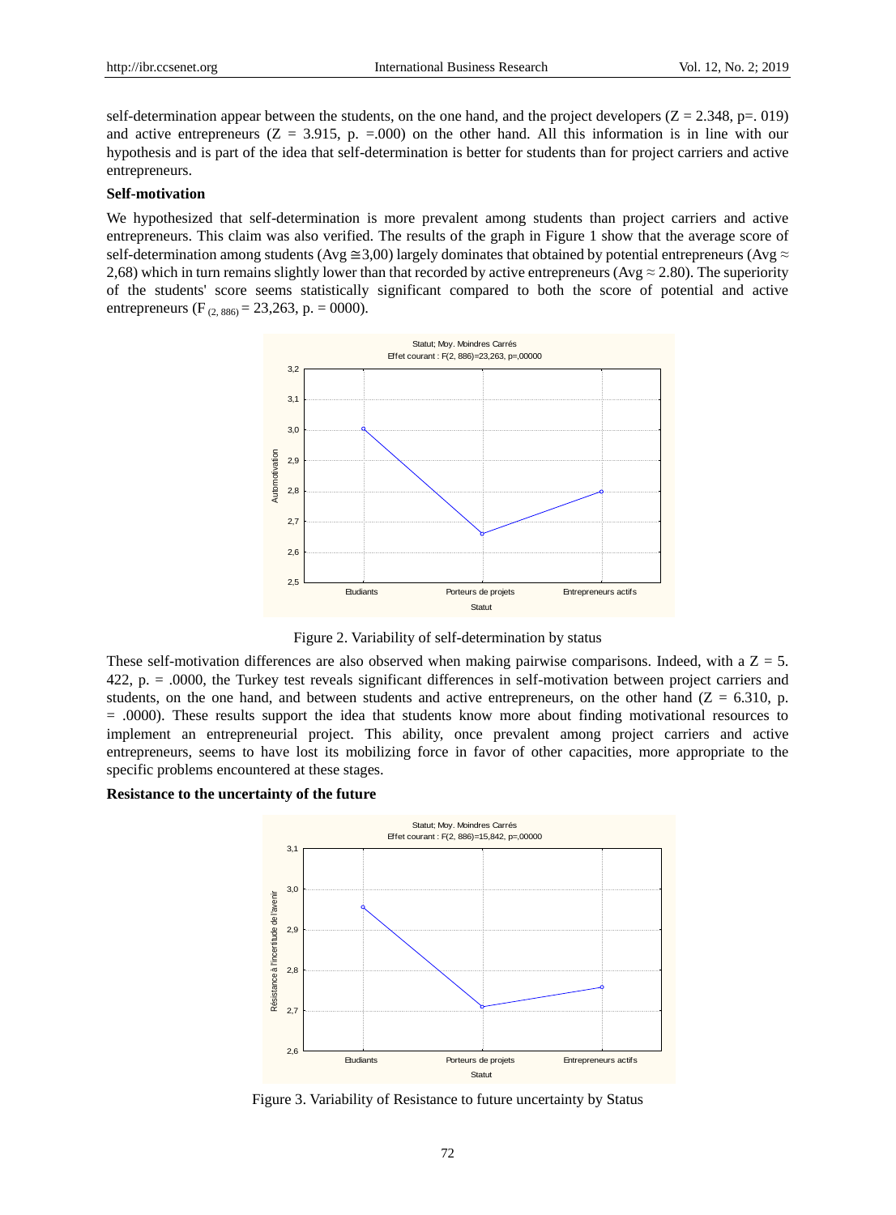self-determination appear between the students, on the one hand, and the project developers ($Z = 2.348$, p=. 019) and active entrepreneurs ($Z = 3.915$, p. =.000) on the other hand. All this information is in line with our hypothesis and is part of the idea that self-determination is better for students than for project carriers and active entrepreneurs.

**Self-motivation**

We hypothesized that self-determination is more prevalent among students than project carriers and active entrepreneurs. This claim was also verified. The results of the graph in Figure 1 show that the average score of self-determination among students (Avg ≅3,00) largely dominates that obtained by potential entrepreneurs (Avg ≈ 2,68) which in turn remains slightly lower than that recorded by active entrepreneurs (Avg ≈ 2.80). The superiority of the students' score seems statistically significant compared to both the score of potential and active entrepreneurs ($F_{(2, 886)} = 23{,}263$, p. = 0000).

Figure 2. Variability of self-determination by status

These self-motivation differences are also observed when making pairwise comparisons. Indeed, with a Z = 5. 422, p. = .0000, the Turkey test reveals significant differences in self-motivation between project carriers and students, on the one hand, and between students and active entrepreneurs, on the other hand ($Z = 6.310$, p. = .0000). These results support the idea that students know more about finding motivational resources to implement an entrepreneurial project. This ability, once prevalent among project carriers and active entrepreneurs, seems to have lost its mobilizing force in favor of other capacities, more appropriate to the specific problems encountered at these stages.

**Resistance to the uncertainty of the future**

Figure 3. Variability of Resistance to future uncertainty by Status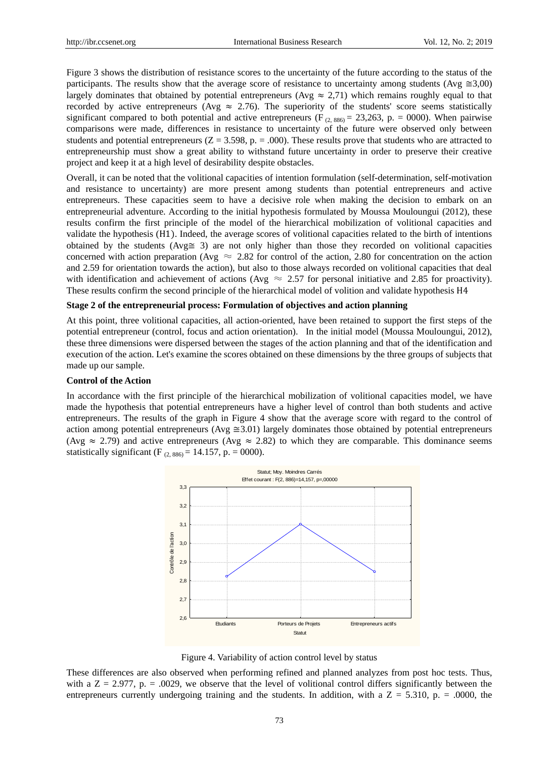Figure 3 shows the distribution of resistance scores to the uncertainty of the future according to the status of the participants. The results show that the average score of resistance to uncertainty among students (Avg ≅3,00) largely dominates that obtained by potential entrepreneurs (Avg ≈ 2,71) which remains roughly equal to that recorded by active entrepreneurs (Avg ≈ 2.76). The superiority of the students' score seems statistically significant compared to both potential and active entrepreneurs ($F_{(2, 886)}$ = 23,263, p. = 0000). When pairwise comparisons were made, differences in resistance to uncertainty of the future were observed only between students and potential entrepreneurs (Z = 3.598, p. = .000). These results prove that students who are attracted to entrepreneurship must show a great ability to withstand future uncertainty in order to preserve their creative project and keep it at a high level of desirability despite obstacles.

Overall, it can be noted that the volitional capacities of intention formulation (self-determination, self-motivation and resistance to uncertainty) are more present among students than potential entrepreneurs and active entrepreneurs. These capacities seem to have a decisive role when making the decision to embark on an entrepreneurial adventure. According to the initial hypothesis formulated by Moussa Mouloungui (2012), these results confirm the first principle of the model of the hierarchical mobilization of volitional capacities and validate the hypothesis (H1). Indeed, the average scores of volitional capacities related to the birth of intentions obtained by the students (Avg≅ 3) are not only higher than those they recorded on volitional capacities concerned with action preparation (Avg ≈ 2.82 for control of the action, 2.80 for concentration on the action and 2.59 for orientation towards the action), but also to those always recorded on volitional capacities that deal with identification and achievement of actions (Avg ≈ 2.57 for personal initiative and 2.85 for proactivity). These results confirm the second principle of the hierarchical model of volition and validate hypothesis H4

**Stage 2 of the entrepreneurial process: Formulation of objectives and action planning**

At this point, three volitional capacities, all action-oriented, have been retained to support the first steps of the potential entrepreneur (control, focus and action orientation). In the initial model (Moussa Mouloungui, 2012), these three dimensions were dispersed between the stages of the action planning and that of the identification and execution of the action. Let's examine the scores obtained on these dimensions by the three groups of subjects that made up our sample.

**Control of the Action**

In accordance with the first principle of the hierarchical mobilization of volitional capacities model, we have made the hypothesis that potential entrepreneurs have a higher level of control than both students and active entrepreneurs. The results of the graph in Figure 4 show that the average score with regard to the control of action among potential entrepreneurs (Avg ≅3.01) largely dominates those obtained by potential entrepreneurs (Avg ≈ 2.79) and active entrepreneurs (Avg ≈ 2.82) to which they are comparable. This dominance seems statistically significant ($F_{(2, 886)}$ = 14.157, p. = 0000).

Figure 4. Variability of action control level by status

These differences are also observed when performing refined and planned analyzes from post hoc tests. Thus, with a Z = 2.977, p. = .0029, we observe that the level of volitional control differs significantly between the entrepreneurs currently undergoing training and the students. In addition, with a Z = 5.310, p. = .0000, the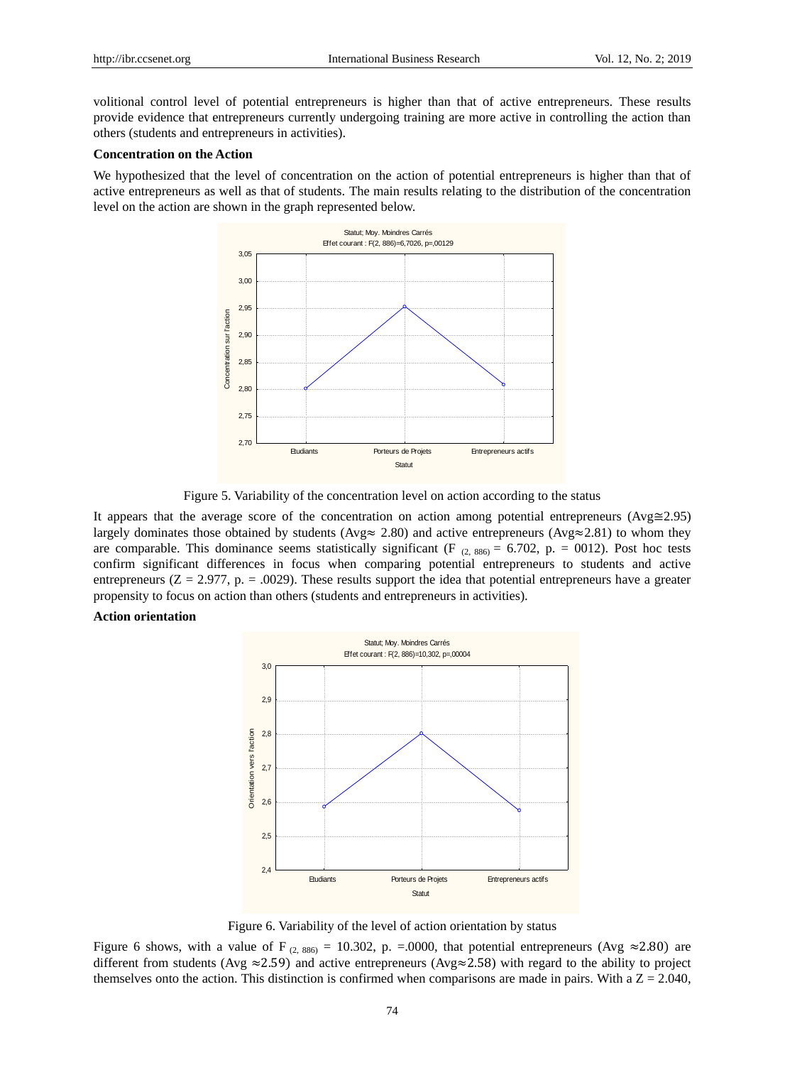volitional control level of potential entrepreneurs is higher than that of active entrepreneurs. These results provide evidence that entrepreneurs currently undergoing training are more active in controlling the action than others (students and entrepreneurs in activities).

**Concentration on the Action**

We hypothesized that the level of concentration on the action of potential entrepreneurs is higher than that of active entrepreneurs as well as that of students. The main results relating to the distribution of the concentration level on the action are shown in the graph represented below.

Figure 5. Variability of the concentration level on action according to the status

It appears that the average score of the concentration on action among potential entrepreneurs (Avg≅2.95) largely dominates those obtained by students (Avg≈ 2.80) and active entrepreneurs (Avg≈2.81) to whom they are comparable. This dominance seems statistically significant ($F_{(2, 886)} = 6.702$, p. = 0012). Post hoc tests confirm significant differences in focus when comparing potential entrepreneurs to students and active entrepreneurs (Z = 2.977, p. = .0029). These results support the idea that potential entrepreneurs have a greater propensity to focus on action than others (students and entrepreneurs in activities).

**Action orientation**

Figure 6. Variability of the level of action orientation by status

Figure 6 shows, with a value of $F_{(2, 886)} = 10.302$, p. =.0000, that potential entrepreneurs (Avg ≈2.80) are different from students (Avg ≈2.59) and active entrepreneurs (Avg≈2.58) with regard to the ability to project themselves onto the action. This distinction is confirmed when comparisons are made in pairs. With a Z = 2.040,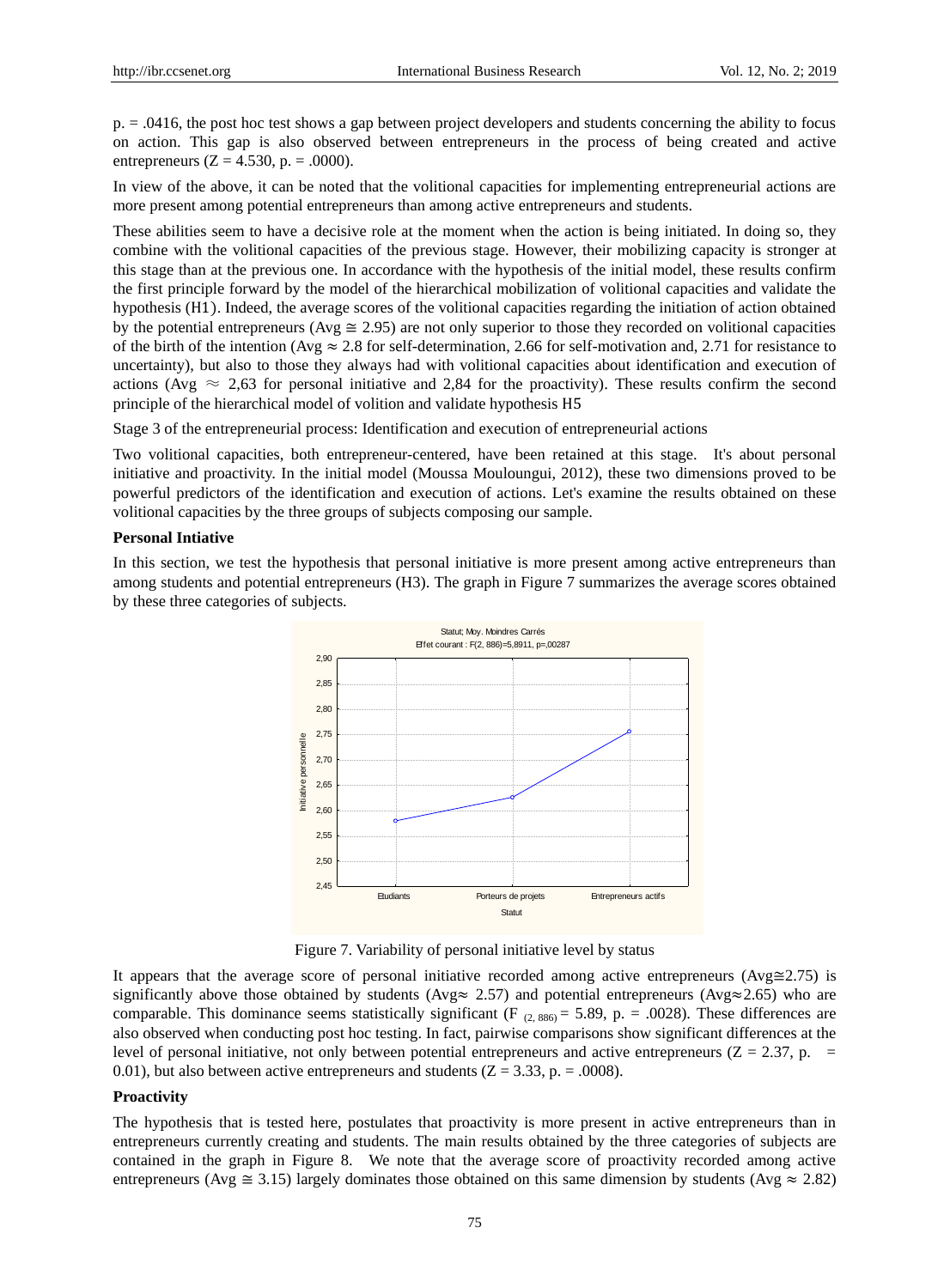p. = .0416, the post hoc test shows a gap between project developers and students concerning the ability to focus on action. This gap is also observed between entrepreneurs in the process of being created and active entrepreneurs ($Z = 4.530$, p. = .0000).

In view of the above, it can be noted that the volitional capacities for implementing entrepreneurial actions are more present among potential entrepreneurs than among active entrepreneurs and students.

These abilities seem to have a decisive role at the moment when the action is being initiated. In doing so, they combine with the volitional capacities of the previous stage. However, their mobilizing capacity is stronger at this stage than at the previous one. In accordance with the hypothesis of the initial model, these results confirm the first principle forward by the model of the hierarchical mobilization of volitional capacities and validate the hypothesis (H1). Indeed, the average scores of the volitional capacities regarding the initiation of action obtained by the potential entrepreneurs (Avg $\cong$ 2.95) are not only superior to those they recorded on volitional capacities of the birth of the intention (Avg $\approx$ 2.8 for self-determination, 2.66 for self-motivation and, 2.71 for resistance to uncertainty), but also to those they always had with volitional capacities about identification and execution of actions (Avg $\approx$ 2,63 for personal initiative and 2,84 for the proactivity). These results confirm the second principle of the hierarchical model of volition and validate hypothesis H5

Stage 3 of the entrepreneurial process: Identification and execution of entrepreneurial actions

Two volitional capacities, both entrepreneur-centered, have been retained at this stage. It's about personal initiative and proactivity. In the initial model (Moussa Mouloungui, 2012), these two dimensions proved to be powerful predictors of the identification and execution of actions. Let's examine the results obtained on these volitional capacities by the three groups of subjects composing our sample.

**Personal Intiative**

In this section, we test the hypothesis that personal initiative is more present among active entrepreneurs than among students and potential entrepreneurs (H3). The graph in Figure 7 summarizes the average scores obtained by these three categories of subjects.

Figure 7. Variability of personal initiative level by status

It appears that the average score of personal initiative recorded among active entrepreneurs (Avg$\cong$2.75) is significantly above those obtained by students (Avg$\approx$ 2.57) and potential entrepreneurs (Avg$\approx$2.65) who are comparable. This dominance seems statistically significant ($F_{(2, 886)} = 5.89$, p. = .0028). These differences are also observed when conducting post hoc testing. In fact, pairwise comparisons show significant differences at the level of personal initiative, not only between potential entrepreneurs and active entrepreneurs ($Z = 2.37$, p. = 0.01), but also between active entrepreneurs and students ($Z = 3.33$, p. = .0008).

**Proactivity**

The hypothesis that is tested here, postulates that proactivity is more present in active entrepreneurs than in entrepreneurs currently creating and students. The main results obtained by the three categories of subjects are contained in the graph in Figure 8. We note that the average score of proactivity recorded among active entrepreneurs (Avg $\cong$ 3.15) largely dominates those obtained on this same dimension by students (Avg $\approx$ 2.82)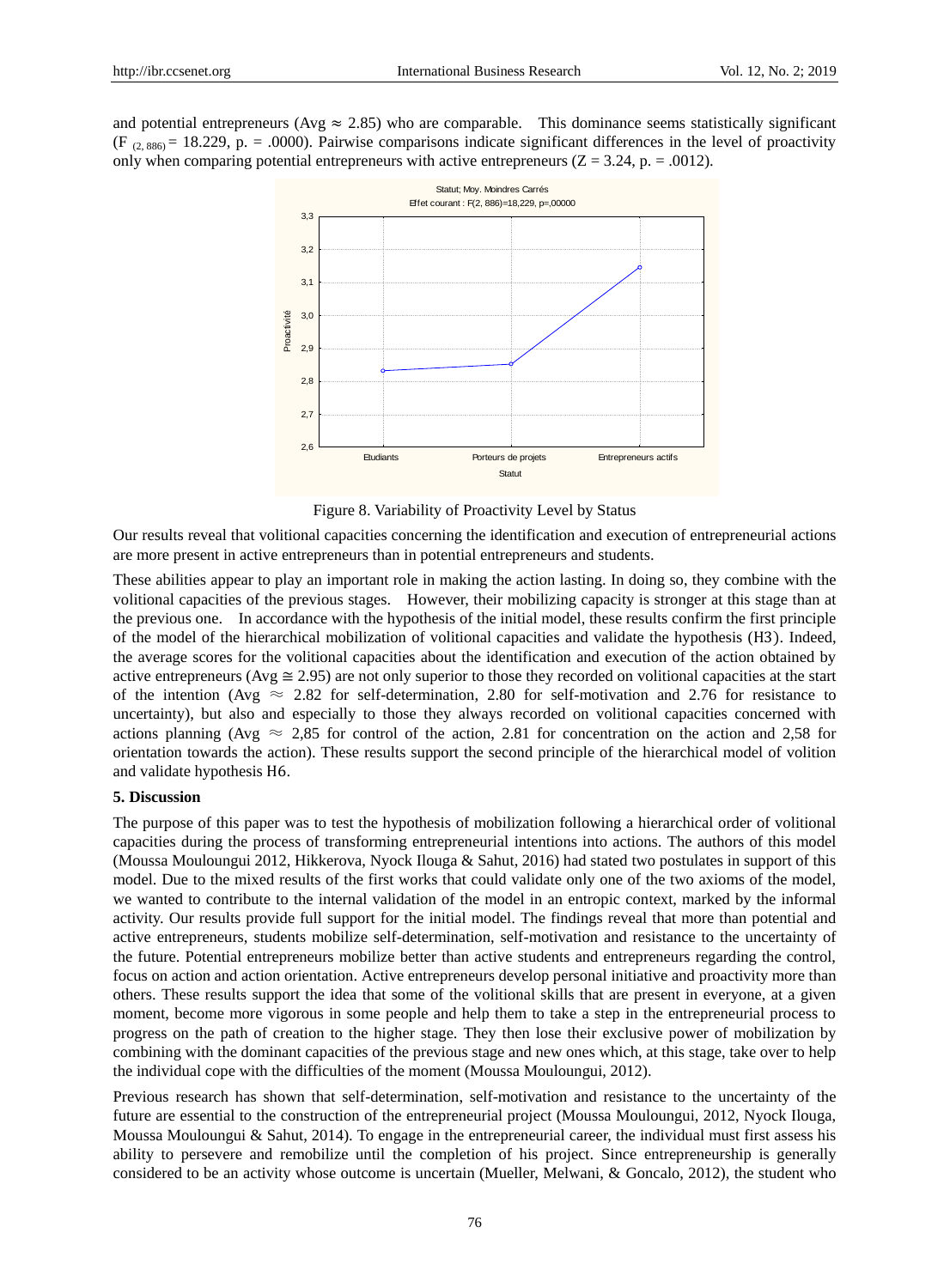and potential entrepreneurs (Avg ≈ 2.85) who are comparable. This dominance seems statistically significant ($F_{(2, 886)}$ = 18.229, p. = .0000). Pairwise comparisons indicate significant differences in the level of proactivity only when comparing potential entrepreneurs with active entrepreneurs (Z = 3.24, p. = .0012).

Figure 8. Variability of Proactivity Level by Status

Our results reveal that volitional capacities concerning the identification and execution of entrepreneurial actions are more present in active entrepreneurs than in potential entrepreneurs and students.

These abilities appear to play an important role in making the action lasting. In doing so, they combine with the volitional capacities of the previous stages. However, their mobilizing capacity is stronger at this stage than at the previous one. In accordance with the hypothesis of the initial model, these results confirm the first principle of the model of the hierarchical mobilization of volitional capacities and validate the hypothesis (H3). Indeed, the average scores for the volitional capacities about the identification and execution of the action obtained by active entrepreneurs (Avg ≅ 2.95) are not only superior to those they recorded on volitional capacities at the start of the intention (Avg ≈ 2.82 for self-determination, 2.80 for self-motivation and 2.76 for resistance to uncertainty), but also and especially to those they always recorded on volitional capacities concerned with actions planning (Avg ≈ 2,85 for control of the action, 2.81 for concentration on the action and 2,58 for orientation towards the action). These results support the second principle of the hierarchical model of volition and validate hypothesis H6.

## 5. Discussion

The purpose of this paper was to test the hypothesis of mobilization following a hierarchical order of volitional capacities during the process of transforming entrepreneurial intentions into actions. The authors of this model (Moussa Mouloungui 2012, Hikkerova, Nyock Ilouga & Sahut, 2016) had stated two postulates in support of this model. Due to the mixed results of the first works that could validate only one of the two axioms of the model, we wanted to contribute to the internal validation of the model in an entropic context, marked by the informal activity. Our results provide full support for the initial model. The findings reveal that more than potential and active entrepreneurs, students mobilize self-determination, self-motivation and resistance to the uncertainty of the future. Potential entrepreneurs mobilize better than active students and entrepreneurs regarding the control, focus on action and action orientation. Active entrepreneurs develop personal initiative and proactivity more than others. These results support the idea that some of the volitional skills that are present in everyone, at a given moment, become more vigorous in some people and help them to take a step in the entrepreneurial process to progress on the path of creation to the higher stage. They then lose their exclusive power of mobilization by combining with the dominant capacities of the previous stage and new ones which, at this stage, take over to help the individual cope with the difficulties of the moment (Moussa Mouloungui, 2012).

Previous research has shown that self-determination, self-motivation and resistance to the uncertainty of the future are essential to the construction of the entrepreneurial project (Moussa Mouloungui, 2012, Nyock Ilouga, Moussa Mouloungui & Sahut, 2014). To engage in the entrepreneurial career, the individual must first assess his ability to persevere and remobilize until the completion of his project. Since entrepreneurship is generally considered to be an activity whose outcome is uncertain (Mueller, Melwani, & Goncalo, 2012), the student who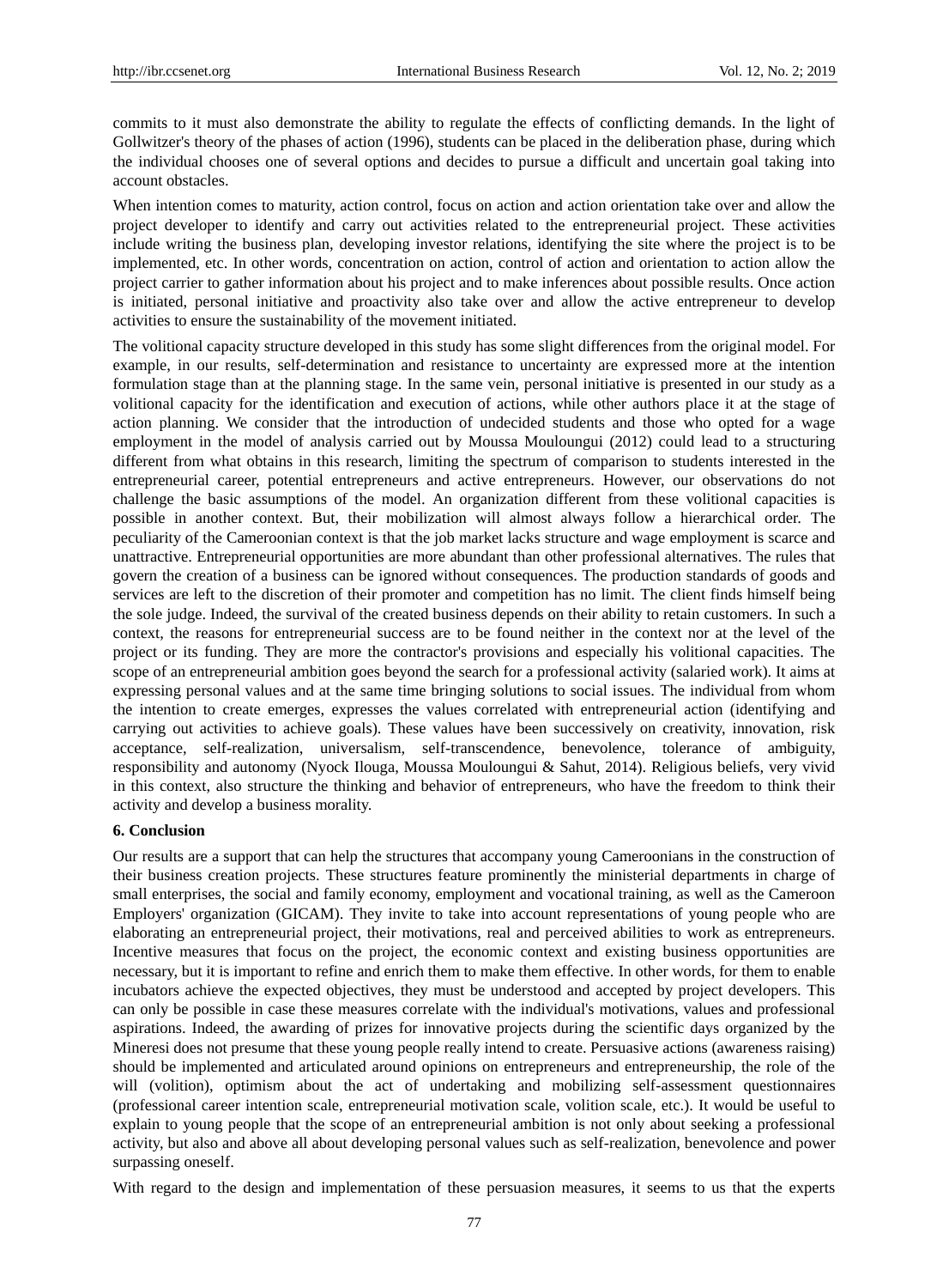commits to it must also demonstrate the ability to regulate the effects of conflicting demands. In the light of Gollwitzer's theory of the phases of action (1996), students can be placed in the deliberation phase, during which the individual chooses one of several options and decides to pursue a difficult and uncertain goal taking into account obstacles.

When intention comes to maturity, action control, focus on action and action orientation take over and allow the project developer to identify and carry out activities related to the entrepreneurial project. These activities include writing the business plan, developing investor relations, identifying the site where the project is to be implemented, etc. In other words, concentration on action, control of action and orientation to action allow the project carrier to gather information about his project and to make inferences about possible results. Once action is initiated, personal initiative and proactivity also take over and allow the active entrepreneur to develop activities to ensure the sustainability of the movement initiated.

The volitional capacity structure developed in this study has some slight differences from the original model. For example, in our results, self-determination and resistance to uncertainty are expressed more at the intention formulation stage than at the planning stage. In the same vein, personal initiative is presented in our study as a volitional capacity for the identification and execution of actions, while other authors place it at the stage of action planning. We consider that the introduction of undecided students and those who opted for a wage employment in the model of analysis carried out by Moussa Mouloungui (2012) could lead to a structuring different from what obtains in this research, limiting the spectrum of comparison to students interested in the entrepreneurial career, potential entrepreneurs and active entrepreneurs. However, our observations do not challenge the basic assumptions of the model. An organization different from these volitional capacities is possible in another context. But, their mobilization will almost always follow a hierarchical order. The peculiarity of the Cameroonian context is that the job market lacks structure and wage employment is scarce and unattractive. Entrepreneurial opportunities are more abundant than other professional alternatives. The rules that govern the creation of a business can be ignored without consequences. The production standards of goods and services are left to the discretion of their promoter and competition has no limit. The client finds himself being the sole judge. Indeed, the survival of the created business depends on their ability to retain customers. In such a context, the reasons for entrepreneurial success are to be found neither in the context nor at the level of the project or its funding. They are more the contractor's provisions and especially his volitional capacities. The scope of an entrepreneurial ambition goes beyond the search for a professional activity (salaried work). It aims at expressing personal values and at the same time bringing solutions to social issues. The individual from whom the intention to create emerges, expresses the values correlated with entrepreneurial action (identifying and carrying out activities to achieve goals). These values have been successively on creativity, innovation, risk acceptance, self-realization, universalism, self-transcendence, benevolence, tolerance of ambiguity, responsibility and autonomy (Nyock Ilouga, Moussa Mouloungui & Sahut, 2014). Religious beliefs, very vivid in this context, also structure the thinking and behavior of entrepreneurs, who have the freedom to think their activity and develop a business morality.

## 6. Conclusion

Our results are a support that can help the structures that accompany young Cameroonians in the construction of their business creation projects. These structures feature prominently the ministerial departments in charge of small enterprises, the social and family economy, employment and vocational training, as well as the Cameroon Employers' organization (GICAM). They invite to take into account representations of young people who are elaborating an entrepreneurial project, their motivations, real and perceived abilities to work as entrepreneurs. Incentive measures that focus on the project, the economic context and existing business opportunities are necessary, but it is important to refine and enrich them to make them effective. In other words, for them to enable incubators achieve the expected objectives, they must be understood and accepted by project developers. This can only be possible in case these measures correlate with the individual's motivations, values and professional aspirations. Indeed, the awarding of prizes for innovative projects during the scientific days organized by the Mineresi does not presume that these young people really intend to create. Persuasive actions (awareness raising) should be implemented and articulated around opinions on entrepreneurs and entrepreneurship, the role of the will (volition), optimism about the act of undertaking and mobilizing self-assessment questionnaires (professional career intention scale, entrepreneurial motivation scale, volition scale, etc.). It would be useful to explain to young people that the scope of an entrepreneurial ambition is not only about seeking a professional activity, but also and above all about developing personal values such as self-realization, benevolence and power surpassing oneself.

With regard to the design and implementation of these persuasion measures, it seems to us that the experts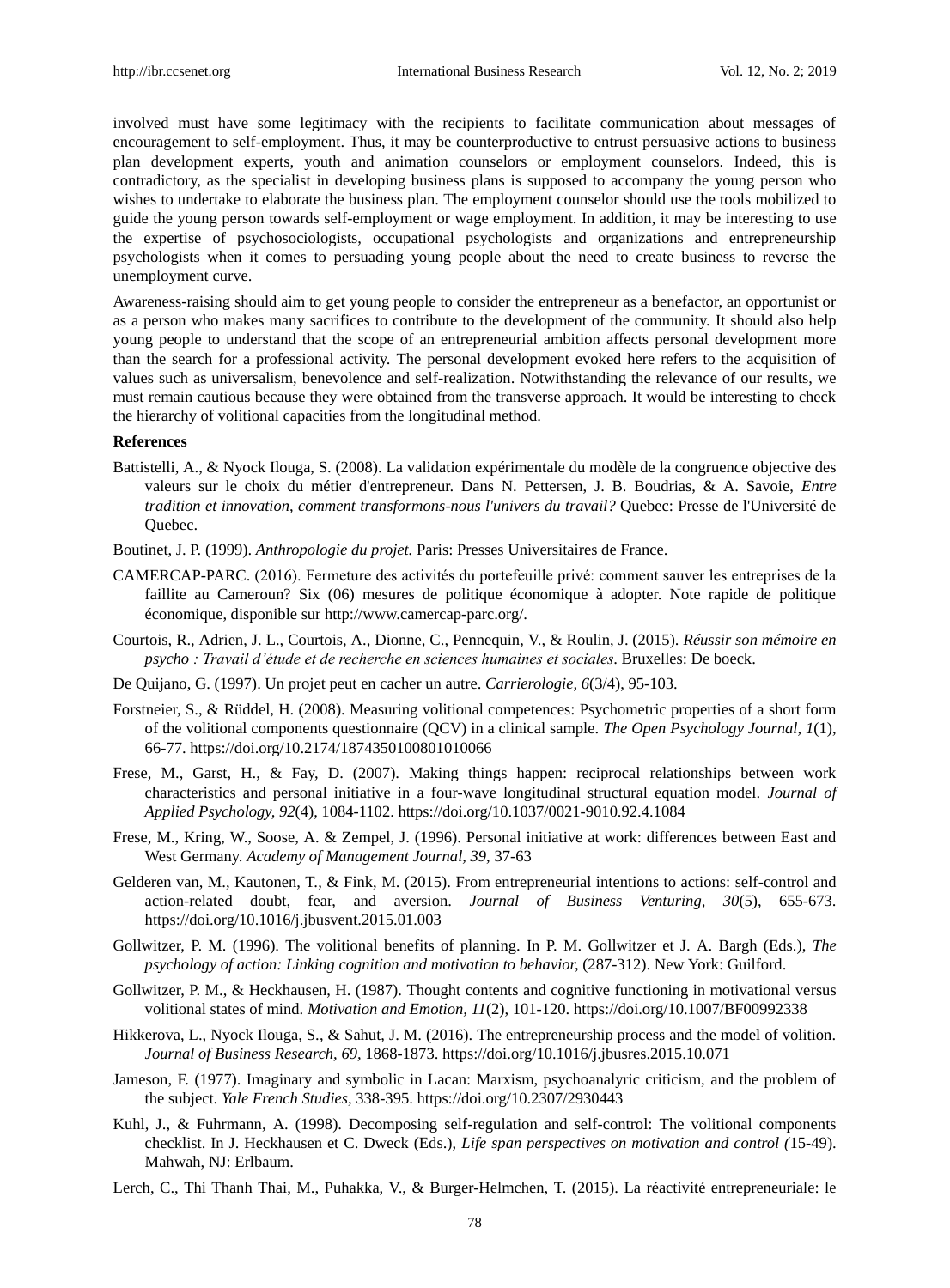involved must have some legitimacy with the recipients to facilitate communication about messages of encouragement to self-employment. Thus, it may be counterproductive to entrust persuasive actions to business plan development experts, youth and animation counselors or employment counselors. Indeed, this is contradictory, as the specialist in developing business plans is supposed to accompany the young person who wishes to undertake to elaborate the business plan. The employment counselor should use the tools mobilized to guide the young person towards self-employment or wage employment. In addition, it may be interesting to use the expertise of psychosociologists, occupational psychologists and organizations and entrepreneurship psychologists when it comes to persuading young people about the need to create business to reverse the unemployment curve.

Awareness-raising should aim to get young people to consider the entrepreneur as a benefactor, an opportunist or as a person who makes many sacrifices to contribute to the development of the community. It should also help young people to understand that the scope of an entrepreneurial ambition affects personal development more than the search for a professional activity. The personal development evoked here refers to the acquisition of values such as universalism, benevolence and self-realization. Notwithstanding the relevance of our results, we must remain cautious because they were obtained from the transverse approach. It would be interesting to check the hierarchy of volitional capacities from the longitudinal method.

**References**

Battistelli, A., & Nyock Ilouga, S. (2008). La validation expérimentale du modèle de la congruence objective des valeurs sur le choix du métier d'entrepreneur. Dans N. Pettersen, J. B. Boudrias, & A. Savoie, *Entre tradition et innovation, comment transformons-nous l'univers du travail?* Quebec: Presse de l'Université de Quebec.

Boutinet, J. P. (1999). *Anthropologie du projet.* Paris: Presses Universitaires de France.

CAMERCAP-PARC. (2016). Fermeture des activités du portefeuille privé: comment sauver les entreprises de la faillite au Cameroun? Six (06) mesures de politique économique à adopter. Note rapide de politique économique, disponible sur http://www.camercap-parc.org/.

Courtois, R., Adrien, J. L., Courtois, A., Dionne, C., Pennequin, V., & Roulin, J. (2015). *Réussir son mémoire en psycho : Travail d'étude et de recherche en sciences humaines et sociales*. Bruxelles: De boeck.

De Quijano, G. (1997). Un projet peut en cacher un autre. *Carrierologie, 6*(3/4), 95-103.

Forstneier, S., & Rüddel, H. (2008). Measuring volitional competences: Psychometric properties of a short form of the volitional components questionnaire (QCV) in a clinical sample. *The Open Psychology Journal, 1*(1), 66-77. https://doi.org/10.2174/1874350100801010066

Frese, M., Garst, H., & Fay, D. (2007). Making things happen: reciprocal relationships between work characteristics and personal initiative in a four-wave longitudinal structural equation model. *Journal of Applied Psychology, 92*(4), 1084-1102. https://doi.org/10.1037/0021-9010.92.4.1084

Frese, M., Kring, W., Soose, A. & Zempel, J. (1996). Personal initiative at work: differences between East and West Germany. *Academy of Management Journal, 39*, 37-63

Gelderen van, M., Kautonen, T., & Fink, M. (2015). From entrepreneurial intentions to actions: self-control and action-related doubt, fear, and aversion. *Journal of Business Venturing, 30*(5), 655-673. https://doi.org/10.1016/j.jbusvent.2015.01.003

Gollwitzer, P. M. (1996). The volitional benefits of planning. In P. M. Gollwitzer et J. A. Bargh (Eds.), *The psychology of action: Linking cognition and motivation to behavior,* (287-312). New York: Guilford.

Gollwitzer, P. M., & Heckhausen, H. (1987). Thought contents and cognitive functioning in motivational versus volitional states of mind. *Motivation and Emotion, 11*(2), 101-120. https://doi.org/10.1007/BF00992338

Hikkerova, L., Nyock Ilouga, S., & Sahut, J. M. (2016). The entrepreneurship process and the model of volition. *Journal of Business Research, 69*, 1868-1873. https://doi.org/10.1016/j.jbusres.2015.10.071

Jameson, F. (1977). Imaginary and symbolic in Lacan: Marxism, psychoanalyric criticism, and the problem of the subject. *Yale French Studies*, 338-395. https://doi.org/10.2307/2930443

Kuhl, J., & Fuhrmann, A. (1998). Decomposing self-regulation and self-control: The volitional components checklist. In J. Heckhausen et C. Dweck (Eds.), *Life span perspectives on motivation and control (*15-49). Mahwah, NJ: Erlbaum.

Lerch, C., Thi Thanh Thai, M., Puhakka, V., & Burger-Helmchen, T. (2015). La réactivité entrepreneuriale: le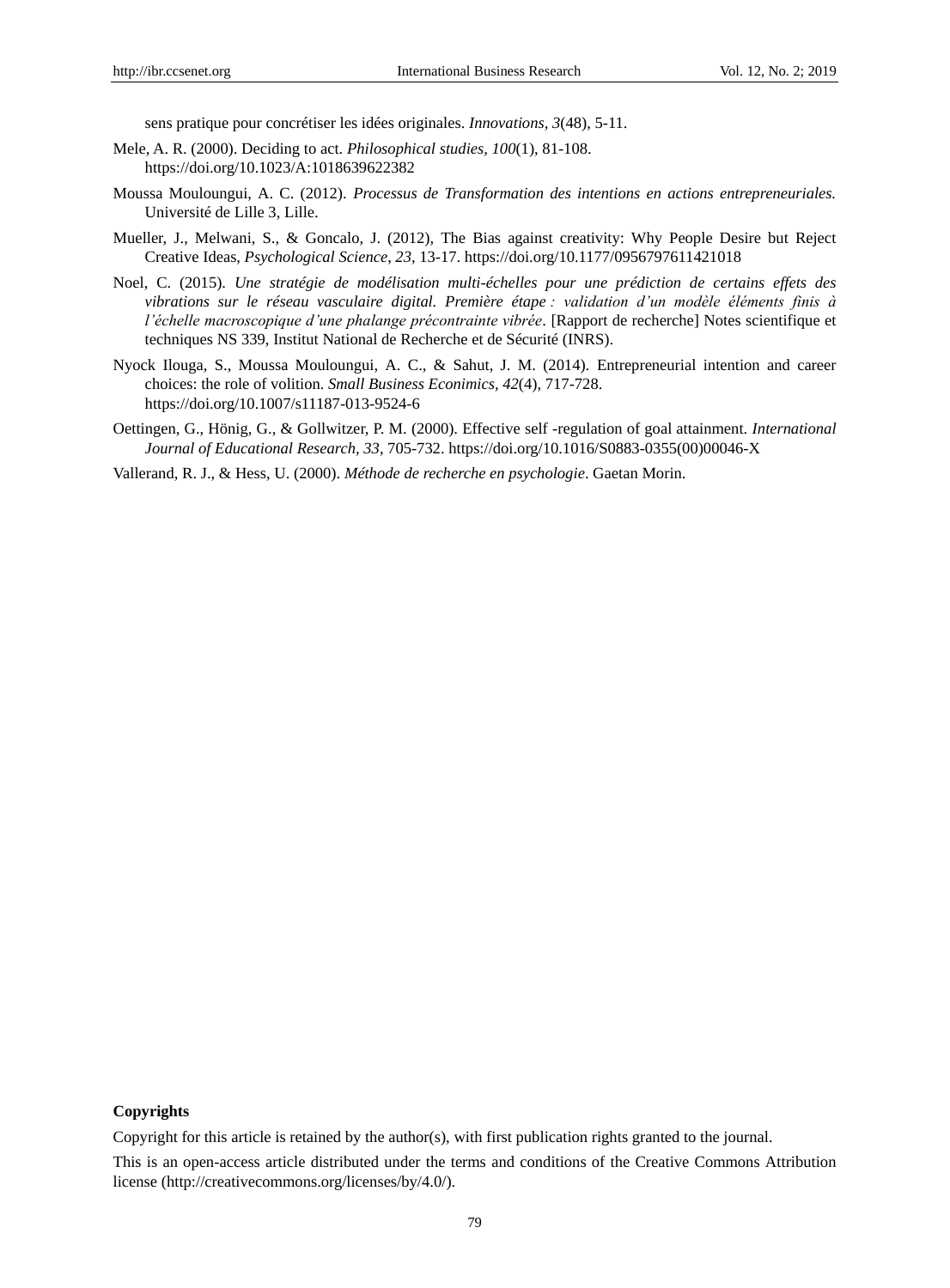sens pratique pour concrétiser les idées originales. *Innovations, 3*(48), 5-11.

Mele, A. R. (2000). Deciding to act. *Philosophical studies, 100*(1), 81-108. https://doi.org/10.1023/A:1018639622382

Moussa Mouloungui, A. C. (2012). *Processus de Transformation des intentions en actions entrepreneuriales.* Université de Lille 3, Lille.

Mueller, J., Melwani, S., & Goncalo, J. (2012), The Bias against creativity: Why People Desire but Reject Creative Ideas, *Psychological Science, 23*, 13-17. https://doi.org/10.1177/0956797611421018

Noel, C. (2015). *Une stratégie de modélisation multi-échelles pour une prédiction de certains effets des vibrations sur le réseau vasculaire digital. Première étape : validation d'un modèle éléments finis à l'échelle macroscopique d'une phalange précontrainte vibrée*. [Rapport de recherche] Notes scientifique et techniques NS 339, Institut National de Recherche et de Sécurité (INRS).

Nyock Ilouga, S., Moussa Mouloungui, A. C., & Sahut, J. M. (2014). Entrepreneurial intention and career choices: the role of volition. *Small Business Econimics, 42*(4), 717-728. https://doi.org/10.1007/s11187-013-9524-6

Oettingen, G., Hönig, G., & Gollwitzer, P. M. (2000). Effective self -regulation of goal attainment. *International Journal of Educational Research, 33*, 705-732. https://doi.org/10.1016/S0883-0355(00)00046-X

Vallerand, R. J., & Hess, U. (2000). *Méthode de recherche en psychologie*. Gaetan Morin.

**Copyrights**

Copyright for this article is retained by the author(s), with first publication rights granted to the journal.

This is an open-access article distributed under the terms and conditions of the Creative Commons Attribution license (http://creativecommons.org/licenses/by/4.0/).